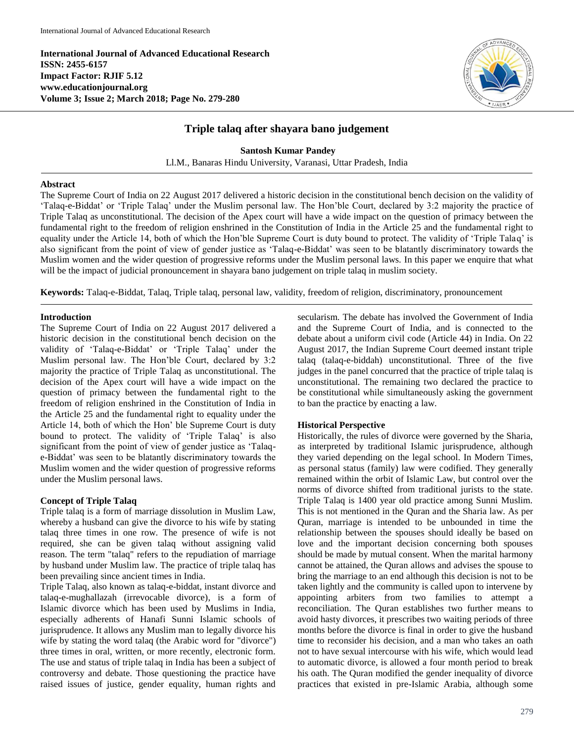**International Journal of Advanced Educational Research**
**ISSN: 2455-6157**
**Impact Factor: RJIF 5.12**
**www.educationjournal.org**
**Volume 3; Issue 2; March 2018; Page No. 279-280**

# Triple talaq after shayara bano judgement

**Santosh Kumar Pandey**

Ll.M., Banaras Hindu University, Varanasi, Uttar Pradesh, India

## Abstract

The Supreme Court of India on 22 August 2017 delivered a historic decision in the constitutional bench decision on the validity of 'Talaq-e-Biddat' or 'Triple Talaq' under the Muslim personal law. The Hon'ble Court, declared by 3:2 majority the practice of Triple Talaq as unconstitutional. The decision of the Apex court will have a wide impact on the question of primacy between the fundamental right to the freedom of religion enshrined in the Constitution of India in the Article 25 and the fundamental right to equality under the Article 14, both of which the Hon'ble Supreme Court is duty bound to protect. The validity of 'Triple Talaq' is also significant from the point of view of gender justice as 'Talaq-e-Biddat' was seen to be blatantly discriminatory towards the Muslim women and the wider question of progressive reforms under the Muslim personal laws. In this paper we enquire that what will be the impact of judicial pronouncement in shayara bano judgement on triple talaq in muslim society.

**Keywords:** Talaq-e-Biddat, Talaq, Triple talaq, personal law, validity, freedom of religion, discriminatory, pronouncement

## Introduction

The Supreme Court of India on 22 August 2017 delivered a historic decision in the constitutional bench decision on the validity of 'Talaq-e-Biddat' or 'Triple Talaq' under the Muslim personal law. The Hon'ble Court, declared by 3:2 majority the practice of Triple Talaq as unconstitutional. The decision of the Apex court will have a wide impact on the question of primacy between the fundamental right to the freedom of religion enshrined in the Constitution of India in the Article 25 and the fundamental right to equality under the Article 14, both of which the Hon' ble Supreme Court is duty bound to protect. The validity of 'Triple Talaq' is also significant from the point of view of gender justice as 'Talaq-e-Biddat' was seen to be blatantly discriminatory towards the Muslim women and the wider question of progressive reforms under the Muslim personal laws.

## Concept of Triple Talaq

Triple talaq is a form of marriage dissolution in Muslim Law, whereby a husband can give the divorce to his wife by stating talaq three times in one row. The presence of wife is not required, she can be given talaq without assigning valid reason. The term "talaq" refers to the repudiation of marriage by husband under Muslim law. The practice of triple talaq has been prevailing since ancient times in India.

Triple Talaq, also known as talaq-e-biddat, instant divorce and talaq-e-mughallazah (irrevocable divorce), is a form of Islamic divorce which has been used by Muslims in India, especially adherents of Hanafi Sunni Islamic schools of jurisprudence. It allows any Muslim man to legally divorce his wife by stating the word talaq (the Arabic word for "divorce") three times in oral, written, or more recently, electronic form. The use and status of triple talaq in India has been a subject of controversy and debate. Those questioning the practice have raised issues of justice, gender equality, human rights and secularism. The debate has involved the Government of India and the Supreme Court of India, and is connected to the debate about a uniform civil code (Article 44) in India. On 22 August 2017, the Indian Supreme Court deemed instant triple talaq (talaq-e-biddah) unconstitutional. Three of the five judges in the panel concurred that the practice of triple talaq is unconstitutional. The remaining two declared the practice to be constitutional while simultaneously asking the government to ban the practice by enacting a law.

## Historical Perspective

Historically, the rules of divorce were governed by the Sharia, as interpreted by traditional Islamic jurisprudence, although they varied depending on the legal school. In Modern Times, as personal status (family) law were codified. They generally remained within the orbit of Islamic Law, but control over the norms of divorce shifted from traditional jurists to the state. Triple Talaq is 1400 year old practice among Sunni Muslim. This is not mentioned in the Quran and the Sharia law. As per Quran, marriage is intended to be unbounded in time the relationship between the spouses should ideally be based on love and the important decision concerning both spouses should be made by mutual consent. When the marital harmony cannot be attained, the Quran allows and advises the spouse to bring the marriage to an end although this decision is not to be taken lightly and the community is called upon to intervene by appointing arbiters from two families to attempt a reconciliation. The Quran establishes two further means to avoid hasty divorces, it prescribes two waiting periods of three months before the divorce is final in order to give the husband time to reconsider his decision, and a man who takes an oath not to have sexual intercourse with his wife, which would lead to automatic divorce, is allowed a four month period to break his oath. The Quran modified the gender inequality of divorce practices that existed in pre-Islamic Arabia, although some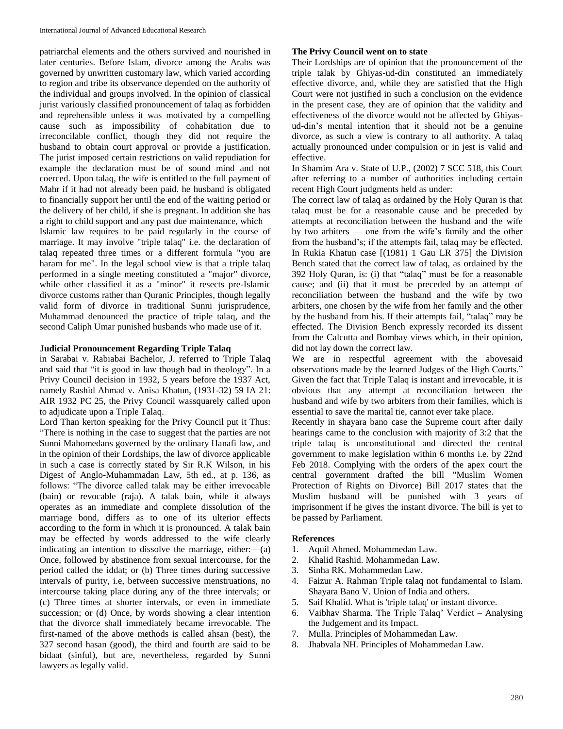patriarchal elements and the others survived and nourished in later centuries. Before Islam, divorce among the Arabs was governed by unwritten customary law, which varied according to region and tribe its observance depended on the authority of the individual and groups involved. In the opinion of classical jurist variously classified pronouncement of talaq as forbidden and reprehensible unless it was motivated by a compelling cause such as impossibility of cohabitation due to irreconcilable conflict, though they did not require the husband to obtain court approval or provide a justification. The jurist imposed certain restrictions on valid repudiation for example the declaration must be of sound mind and not coerced. Upon talaq, the wife is entitled to the full payment of Mahr if it had not already been paid. he husband is obligated to financially support her until the end of the waiting period or the delivery of her child, if she is pregnant. In addition she has a right to child support and any past due maintenance, which Islamic law requires to be paid regularly in the course of marriage. It may involve "triple talaq" i.e. the declaration of talaq repeated three times or a different formula "you are haram for me". In the legal school view is that a triple talaq performed in a single meeting constituted a "major" divorce, while other classified it as a "minor" it resects pre-Islamic divorce customs rather than Quranic Principles, though legally valid form of divorce in traditional Sunni jurisprudence, Muhammad denounced the practice of triple talaq, and the second Caliph Umar punished husbands who made use of it.

### Judicial Pronouncement Regarding Triple Talaq

in Sarabai v. Rabiabai Bachelor, J. referred to Triple Talaq and said that "it is good in law though bad in theology". In a Privy Council decision in 1932, 5 years before the 1937 Act, namely Rashid Ahmad v. Anisa Khatun, (1931-32) 59 IA 21: AIR 1932 PC 25, the Privy Council wassquarely called upon to adjudicate upon a Triple Talaq.

Lord Than kerton speaking for the Privy Council put it Thus: "There is nothing in the case to suggest that the parties are not Sunni Mahomedans governed by the ordinary Hanafi law, and in the opinion of their Lordships, the law of divorce applicable in such a case is correctly stated by Sir R.K Wilson, in his Digest of Anglo-Muhammadan Law, 5th ed., at p. 136, as follows: "The divorce called talak may be either irrevocable (bain) or revocable (raja). A talak bain, while it always operates as an immediate and complete dissolution of the marriage bond, differs as to one of its ulterior effects according to the form in which it is pronounced. A talak bain may be effected by words addressed to the wife clearly indicating an intention to dissolve the marriage, either:—(a) Once, followed by abstinence from sexual intercourse, for the period called the iddat; or (b) Three times during successive intervals of purity, i.e, between successive menstruations, no intercourse taking place during any of the three intervals; or (c) Three times at shorter intervals, or even in immediate succession; or (d) Once, by words showing a clear intention that the divorce shall immediately became irrevocable. The first-named of the above methods is called ahsan (best), the 327 second hasan (good), the third and fourth are said to be bidaat (sinful), but are, nevertheless, regarded by Sunni lawyers as legally valid.

**The Privy Council went on to state**

Their Lordships are of opinion that the pronouncement of the triple talak by Ghiyas-ud-din constituted an immediately effective divorce, and, while they are satisfied that the High Court were not justified in such a conclusion on the evidence in the present case, they are of opinion that the validity and effectiveness of the divorce would not be affected by Ghiyas-ud-din's mental intention that it should not be a genuine divorce, as such a view is contrary to all authority. A talaq actually pronounced under compulsion or in jest is valid and effective.

In Shamim Ara v. State of U.P., (2002) 7 SCC 518, this Court after referring to a number of authorities including certain recent High Court judgments held as under:

The correct law of talaq as ordained by the Holy Quran is that talaq must be for a reasonable cause and be preceded by attempts at reconciliation between the husband and the wife by two arbiters — one from the wife's family and the other from the husband's; if the attempts fail, talaq may be effected. In Rukia Khatun case [(1981) 1 Gau LR 375] the Division Bench stated that the correct law of talaq, as ordained by the 392 Holy Quran, is: (i) that "talaq" must be for a reasonable cause; and (ii) that it must be preceded by an attempt of reconciliation between the husband and the wife by two arbiters, one chosen by the wife from her family and the other by the husband from his. If their attempts fail, "talaq" may be effected. The Division Bench expressly recorded its dissent from the Calcutta and Bombay views which, in their opinion, did not lay down the correct law.

We are in respectful agreement with the abovesaid observations made by the learned Judges of the High Courts." Given the fact that Triple Talaq is instant and irrevocable, it is obvious that any attempt at reconciliation between the husband and wife by two arbiters from their families, which is essential to save the marital tie, cannot ever take place.

Recently in shayara bano case the Supreme court after daily hearings came to the conclusion with majority of 3:2 that the triple talaq is unconstitutional and directed the central government to make legislation within 6 months i.e. by 22nd Feb 2018. Complying with the orders of the apex court the central government drafted the bill "Muslim Women Protection of Rights on Divorce) Bill 2017 states that the Muslim husband will be punished with 3 years of imprisonment if he gives the instant divorce. The bill is yet to be passed by Parliament.

### References

1. Aquil Ahmed. Mohammedan Law.
2. Khalid Rashid. Mohammedan Law.
3. Sinha RK. Mohammedan Law.
4. Faizur A. Rahman Triple talaq not fundamental to Islam. Shayara Bano V. Union of India and others.
5. Saif Khalid. What is 'triple talaq' or instant divorce.
6. Vaibhav Sharma. The Triple Talaq' Verdict – Analysing the Judgement and its Impact.
7. Mulla. Principles of Mohammedan Law.
8. Jhabvala NH. Principles of Mohammedan Law.